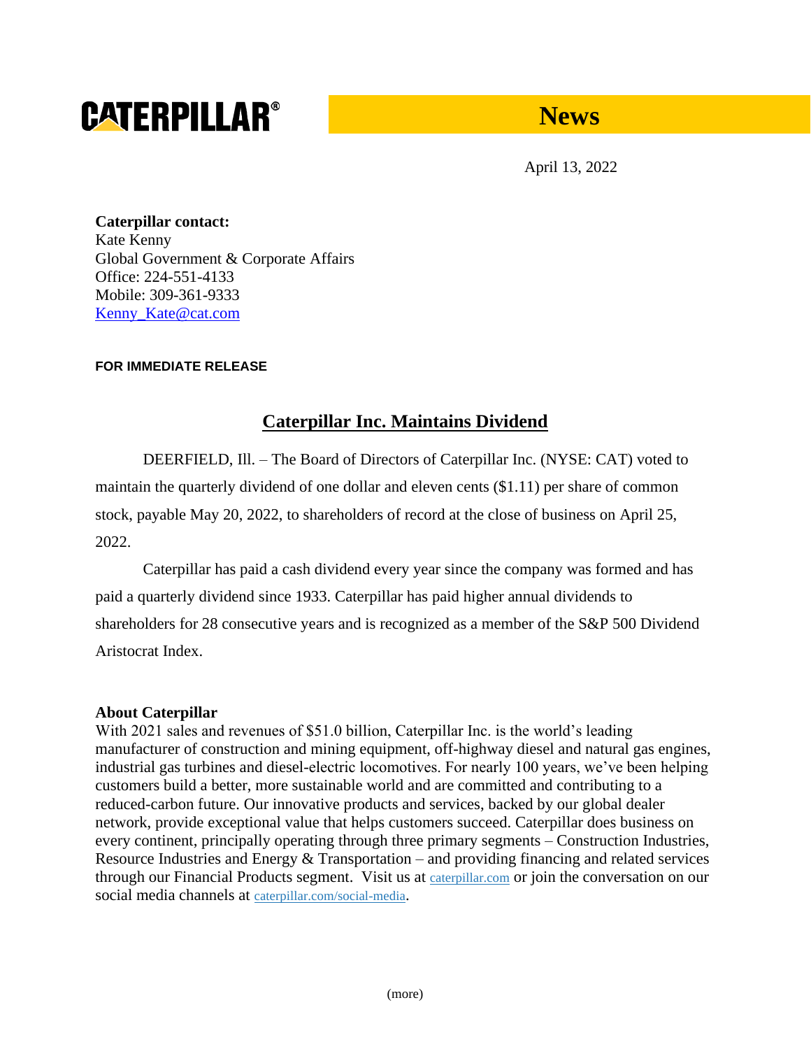**CATERPILLAR®** **News**

April 13, 2022

**Caterpillar contact:**
Kate Kenny
Global Government & Corporate Affairs
Office: 224-551-4133
Mobile: 309-361-9333
Kenny_Kate@cat.com

**FOR IMMEDIATE RELEASE**

# Caterpillar Inc. Maintains Dividend

DEERFIELD, Ill. – The Board of Directors of Caterpillar Inc. (NYSE: CAT) voted to maintain the quarterly dividend of one dollar and eleven cents ($1.11) per share of common stock, payable May 20, 2022, to shareholders of record at the close of business on April 25, 2022.

Caterpillar has paid a cash dividend every year since the company was formed and has paid a quarterly dividend since 1933. Caterpillar has paid higher annual dividends to shareholders for 28 consecutive years and is recognized as a member of the S&P 500 Dividend Aristocrat Index.

**About Caterpillar**
With 2021 sales and revenues of $51.0 billion, Caterpillar Inc. is the world's leading manufacturer of construction and mining equipment, off-highway diesel and natural gas engines, industrial gas turbines and diesel-electric locomotives. For nearly 100 years, we've been helping customers build a better, more sustainable world and are committed and contributing to a reduced-carbon future. Our innovative products and services, backed by our global dealer network, provide exceptional value that helps customers succeed. Caterpillar does business on every continent, principally operating through three primary segments – Construction Industries, Resource Industries and Energy & Transportation – and providing financing and related services through our Financial Products segment. Visit us at caterpillar.com or join the conversation on our social media channels at caterpillar.com/social-media.

(more)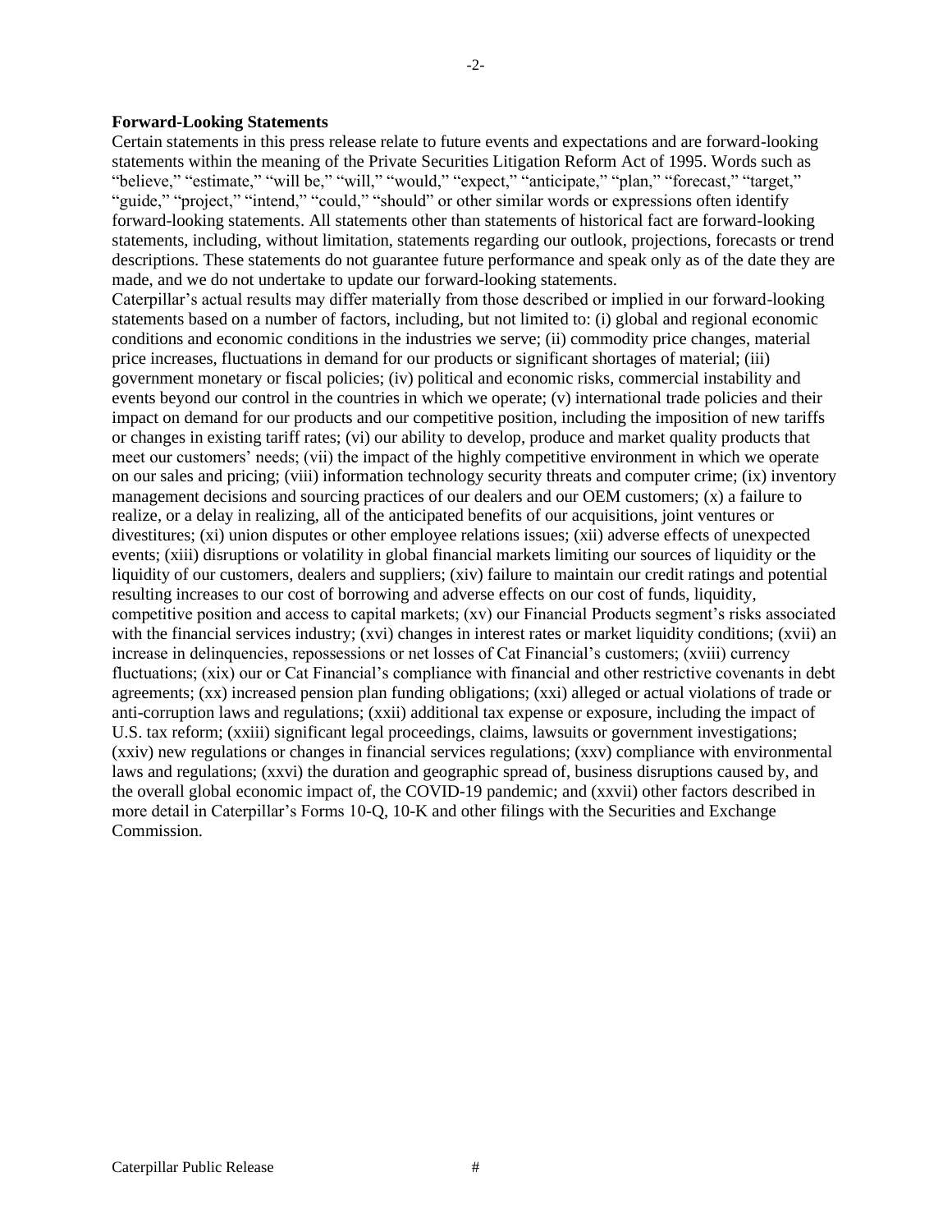**Forward-Looking Statements**

Certain statements in this press release relate to future events and expectations and are forward-looking statements within the meaning of the Private Securities Litigation Reform Act of 1995. Words such as "believe," "estimate," "will be," "will," "would," "expect," "anticipate," "plan," "forecast," "target," "guide," "project," "intend," "could," "should" or other similar words or expressions often identify forward-looking statements. All statements other than statements of historical fact are forward-looking statements, including, without limitation, statements regarding our outlook, projections, forecasts or trend descriptions. These statements do not guarantee future performance and speak only as of the date they are made, and we do not undertake to update our forward-looking statements.

Caterpillar's actual results may differ materially from those described or implied in our forward-looking statements based on a number of factors, including, but not limited to: (i) global and regional economic conditions and economic conditions in the industries we serve; (ii) commodity price changes, material price increases, fluctuations in demand for our products or significant shortages of material; (iii) government monetary or fiscal policies; (iv) political and economic risks, commercial instability and events beyond our control in the countries in which we operate; (v) international trade policies and their impact on demand for our products and our competitive position, including the imposition of new tariffs or changes in existing tariff rates; (vi) our ability to develop, produce and market quality products that meet our customers' needs; (vii) the impact of the highly competitive environment in which we operate on our sales and pricing; (viii) information technology security threats and computer crime; (ix) inventory management decisions and sourcing practices of our dealers and our OEM customers; (x) a failure to realize, or a delay in realizing, all of the anticipated benefits of our acquisitions, joint ventures or divestitures; (xi) union disputes or other employee relations issues; (xii) adverse effects of unexpected events; (xiii) disruptions or volatility in global financial markets limiting our sources of liquidity or the liquidity of our customers, dealers and suppliers; (xiv) failure to maintain our credit ratings and potential resulting increases to our cost of borrowing and adverse effects on our cost of funds, liquidity, competitive position and access to capital markets; (xv) our Financial Products segment's risks associated with the financial services industry; (xvi) changes in interest rates or market liquidity conditions; (xvii) an increase in delinquencies, repossessions or net losses of Cat Financial's customers; (xviii) currency fluctuations; (xix) our or Cat Financial's compliance with financial and other restrictive covenants in debt agreements; (xx) increased pension plan funding obligations; (xxi) alleged or actual violations of trade or anti-corruption laws and regulations; (xxii) additional tax expense or exposure, including the impact of U.S. tax reform; (xxiii) significant legal proceedings, claims, lawsuits or government investigations; (xxiv) new regulations or changes in financial services regulations; (xxv) compliance with environmental laws and regulations; (xxvi) the duration and geographic spread of, business disruptions caused by, and the overall global economic impact of, the COVID-19 pandemic; and (xxvii) other factors described in more detail in Caterpillar's Forms 10-Q, 10-K and other filings with the Securities and Exchange Commission.

#